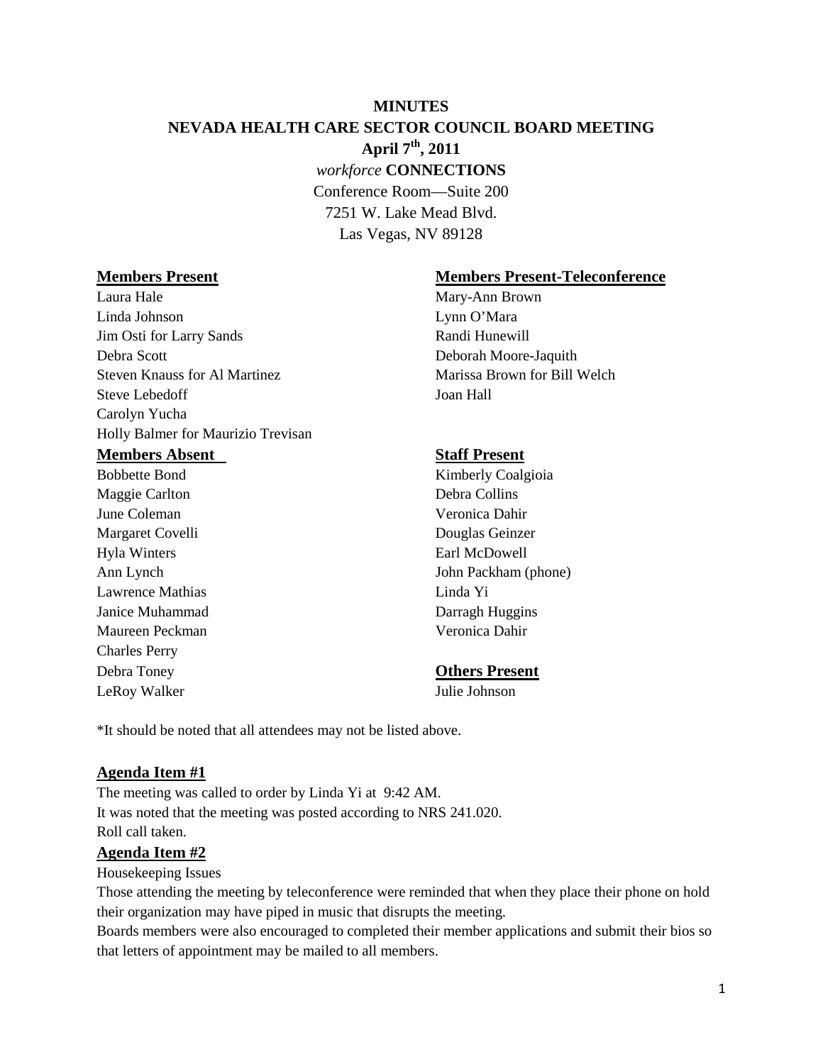# MINUTES

## NEVADA HEALTH CARE SECTOR COUNCIL BOARD MEETING

**April 7th, 2011**

*workforce* **CONNECTIONS**

Conference Room—Suite 200
7251 W. Lake Mead Blvd.
Las Vegas, NV 89128

**Members Present**

Laura Hale
Linda Johnson
Jim Osti for Larry Sands
Debra Scott
Steven Knauss for Al Martinez
Steve Lebedoff
Carolyn Yucha
Holly Balmer for Maurizio Trevisan

**Members Present-Teleconference**

Mary-Ann Brown
Lynn O'Mara
Randi Hunewill
Deborah Moore-Jaquith
Marissa Brown for Bill Welch
Joan Hall

**Members Absent**

Bobbette Bond
Maggie Carlton
June Coleman
Margaret Covelli
Hyla Winters
Ann Lynch
Lawrence Mathias
Janice Muhammad
Maureen Peckman
Charles Perry
Debra Toney
LeRoy Walker

**Staff Present**

Kimberly Coalgioia
Debra Collins
Veronica Dahir
Douglas Geinzer
Earl McDowell
John Packham (phone)
Linda Yi
Darragh Huggins
Veronica Dahir

**Others Present**

Julie Johnson

*It should be noted that all attendees may not be listed above.

**Agenda Item #1**

The meeting was called to order by Linda Yi at 9:42 AM.
It was noted that the meeting was posted according to NRS 241.020.
Roll call taken.

**Agenda Item #2**

Housekeeping Issues

Those attending the meeting by teleconference were reminded that when they place their phone on hold their organization may have piped in music that disrupts the meeting.

Boards members were also encouraged to completed their member applications and submit their bios so that letters of appointment may be mailed to all members.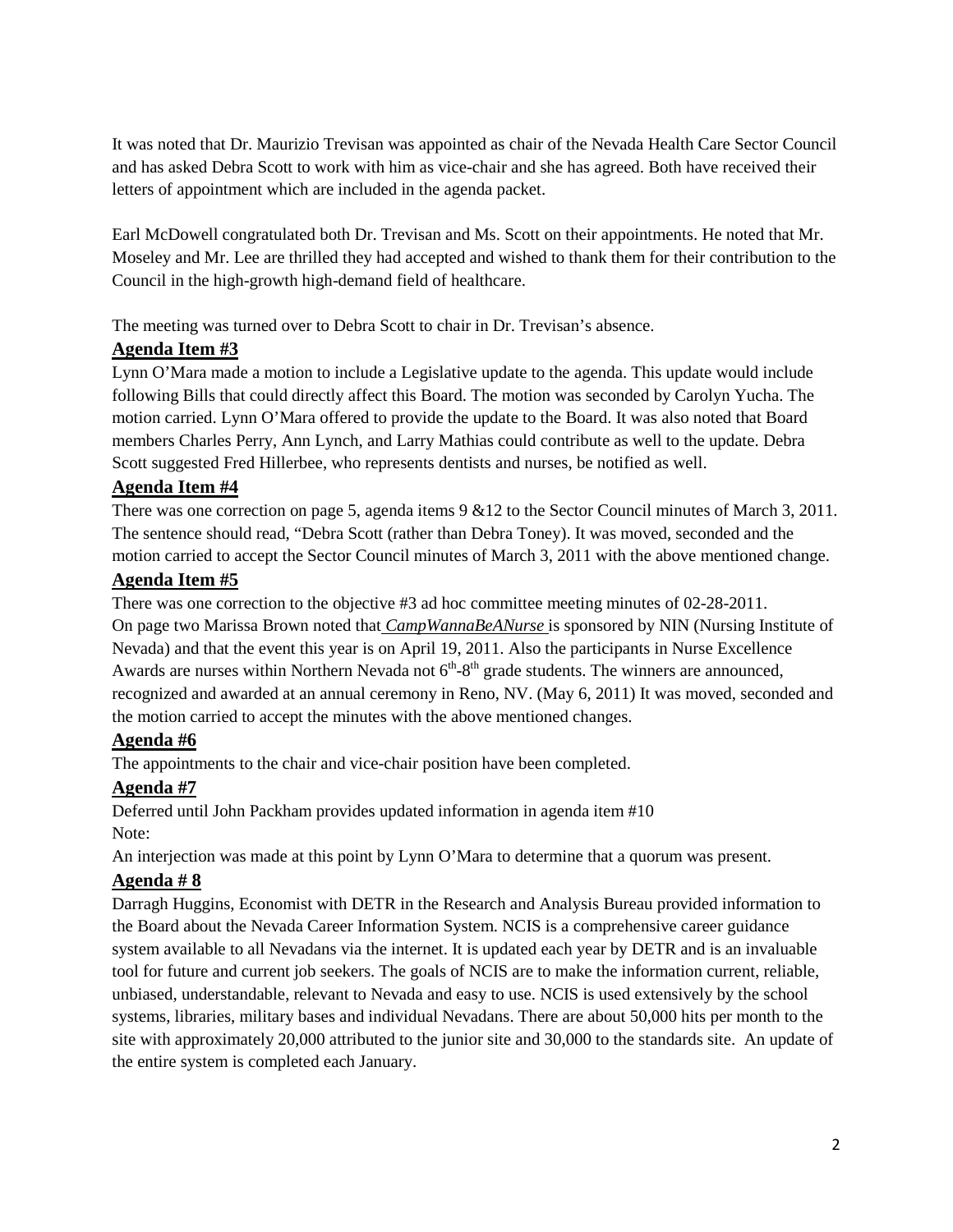It was noted that Dr. Maurizio Trevisan was appointed as chair of the Nevada Health Care Sector Council and has asked Debra Scott to work with him as vice-chair and she has agreed. Both have received their letters of appointment which are included in the agenda packet.

Earl McDowell congratulated both Dr. Trevisan and Ms. Scott on their appointments. He noted that Mr. Moseley and Mr. Lee are thrilled they had accepted and wished to thank them for their contribution to the Council in the high-growth high-demand field of healthcare.

The meeting was turned over to Debra Scott to chair in Dr. Trevisan's absence.

**Agenda Item #3**

Lynn O'Mara made a motion to include a Legislative update to the agenda. This update would include following Bills that could directly affect this Board. The motion was seconded by Carolyn Yucha. The motion carried. Lynn O'Mara offered to provide the update to the Board. It was also noted that Board members Charles Perry, Ann Lynch, and Larry Mathias could contribute as well to the update. Debra Scott suggested Fred Hillerbee, who represents dentists and nurses, be notified as well.

**Agenda Item #4**

There was one correction on page 5, agenda items 9 &12 to the Sector Council minutes of March 3, 2011. The sentence should read, "Debra Scott (rather than Debra Toney). It was moved, seconded and the motion carried to accept the Sector Council minutes of March 3, 2011 with the above mentioned change.

**Agenda Item #5**

There was one correction to the objective #3 ad hoc committee meeting minutes of 02-28-2011. On page two Marissa Brown noted that *CampWannaBeANurse* is sponsored by NIN (Nursing Institute of Nevada) and that the event this year is on April 19, 2011. Also the participants in Nurse Excellence Awards are nurses within Northern Nevada not 6th-8th grade students. The winners are announced, recognized and awarded at an annual ceremony in Reno, NV. (May 6, 2011) It was moved, seconded and the motion carried to accept the minutes with the above mentioned changes.

**Agenda #6**

The appointments to the chair and vice-chair position have been completed.

**Agenda #7**

Deferred until John Packham provides updated information in agenda item #10

Note:

An interjection was made at this point by Lynn O'Mara to determine that a quorum was present.

**Agenda # 8**

Darragh Huggins, Economist with DETR in the Research and Analysis Bureau provided information to the Board about the Nevada Career Information System. NCIS is a comprehensive career guidance system available to all Nevadans via the internet. It is updated each year by DETR and is an invaluable tool for future and current job seekers. The goals of NCIS are to make the information current, reliable, unbiased, understandable, relevant to Nevada and easy to use. NCIS is used extensively by the school systems, libraries, military bases and individual Nevadans. There are about 50,000 hits per month to the site with approximately 20,000 attributed to the junior site and 30,000 to the standards site. An update of the entire system is completed each January.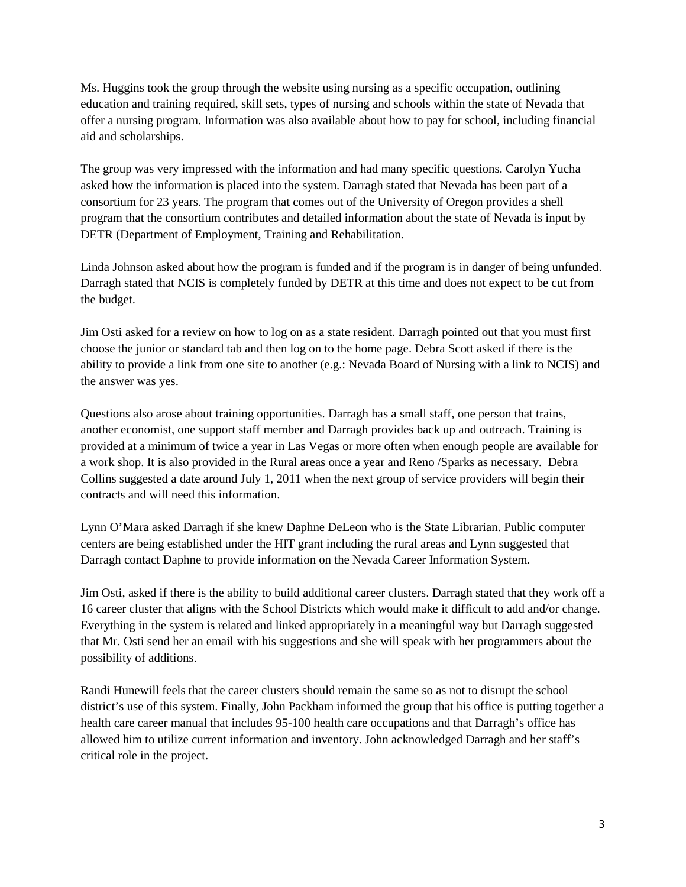Ms. Huggins took the group through the website using nursing as a specific occupation, outlining education and training required, skill sets, types of nursing and schools within the state of Nevada that offer a nursing program. Information was also available about how to pay for school, including financial aid and scholarships.

The group was very impressed with the information and had many specific questions. Carolyn Yucha asked how the information is placed into the system. Darragh stated that Nevada has been part of a consortium for 23 years. The program that comes out of the University of Oregon provides a shell program that the consortium contributes and detailed information about the state of Nevada is input by DETR (Department of Employment, Training and Rehabilitation.

Linda Johnson asked about how the program is funded and if the program is in danger of being unfunded. Darragh stated that NCIS is completely funded by DETR at this time and does not expect to be cut from the budget.

Jim Osti asked for a review on how to log on as a state resident. Darragh pointed out that you must first choose the junior or standard tab and then log on to the home page. Debra Scott asked if there is the ability to provide a link from one site to another (e.g.: Nevada Board of Nursing with a link to NCIS) and the answer was yes.

Questions also arose about training opportunities. Darragh has a small staff, one person that trains, another economist, one support staff member and Darragh provides back up and outreach. Training is provided at a minimum of twice a year in Las Vegas or more often when enough people are available for a work shop. It is also provided in the Rural areas once a year and Reno /Sparks as necessary. Debra Collins suggested a date around July 1, 2011 when the next group of service providers will begin their contracts and will need this information.

Lynn O'Mara asked Darragh if she knew Daphne DeLeon who is the State Librarian. Public computer centers are being established under the HIT grant including the rural areas and Lynn suggested that Darragh contact Daphne to provide information on the Nevada Career Information System.

Jim Osti, asked if there is the ability to build additional career clusters. Darragh stated that they work off a 16 career cluster that aligns with the School Districts which would make it difficult to add and/or change. Everything in the system is related and linked appropriately in a meaningful way but Darragh suggested that Mr. Osti send her an email with his suggestions and she will speak with her programmers about the possibility of additions.

Randi Hunewill feels that the career clusters should remain the same so as not to disrupt the school district's use of this system. Finally, John Packham informed the group that his office is putting together a health care career manual that includes 95-100 health care occupations and that Darragh's office has allowed him to utilize current information and inventory. John acknowledged Darragh and her staff's critical role in the project.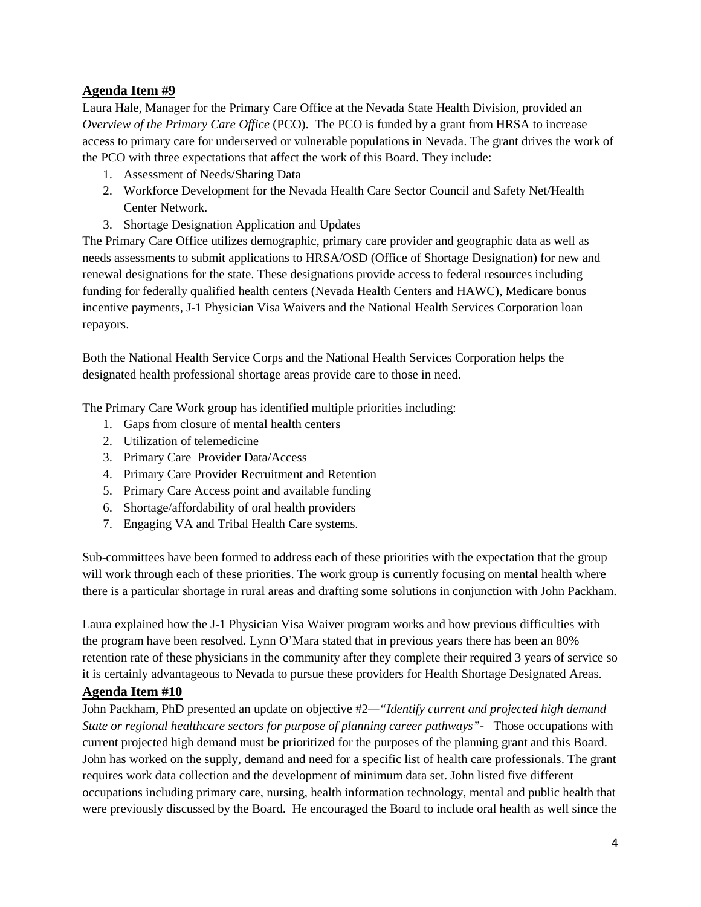## Agenda Item #9

Laura Hale, Manager for the Primary Care Office at the Nevada State Health Division, provided an *Overview of the Primary Care Office* (PCO). The PCO is funded by a grant from HRSA to increase access to primary care for underserved or vulnerable populations in Nevada. The grant drives the work of the PCO with three expectations that affect the work of this Board. They include:

1. Assessment of Needs/Sharing Data
2. Workforce Development for the Nevada Health Care Sector Council and Safety Net/Health Center Network.
3. Shortage Designation Application and Updates

The Primary Care Office utilizes demographic, primary care provider and geographic data as well as needs assessments to submit applications to HRSA/OSD (Office of Shortage Designation) for new and renewal designations for the state. These designations provide access to federal resources including funding for federally qualified health centers (Nevada Health Centers and HAWC), Medicare bonus incentive payments, J-1 Physician Visa Waivers and the National Health Services Corporation loan repayors.

Both the National Health Service Corps and the National Health Services Corporation helps the designated health professional shortage areas provide care to those in need.

The Primary Care Work group has identified multiple priorities including:

1. Gaps from closure of mental health centers
2. Utilization of telemedicine
3. Primary Care Provider Data/Access
4. Primary Care Provider Recruitment and Retention
5. Primary Care Access point and available funding
6. Shortage/affordability of oral health providers
7. Engaging VA and Tribal Health Care systems.

Sub-committees have been formed to address each of these priorities with the expectation that the group will work through each of these priorities. The work group is currently focusing on mental health where there is a particular shortage in rural areas and drafting some solutions in conjunction with John Packham.

Laura explained how the J-1 Physician Visa Waiver program works and how previous difficulties with the program have been resolved. Lynn O'Mara stated that in previous years there has been an 80% retention rate of these physicians in the community after they complete their required 3 years of service so it is certainly advantageous to Nevada to pursue these providers for Health Shortage Designated Areas.

## Agenda Item #10

John Packham, PhD presented an update on objective #2—*"Identify current and projected high demand State or regional healthcare sectors for purpose of planning career pathways"*- Those occupations with current projected high demand must be prioritized for the purposes of the planning grant and this Board. John has worked on the supply, demand and need for a specific list of health care professionals. The grant requires work data collection and the development of minimum data set. John listed five different occupations including primary care, nursing, health information technology, mental and public health that were previously discussed by the Board. He encouraged the Board to include oral health as well since the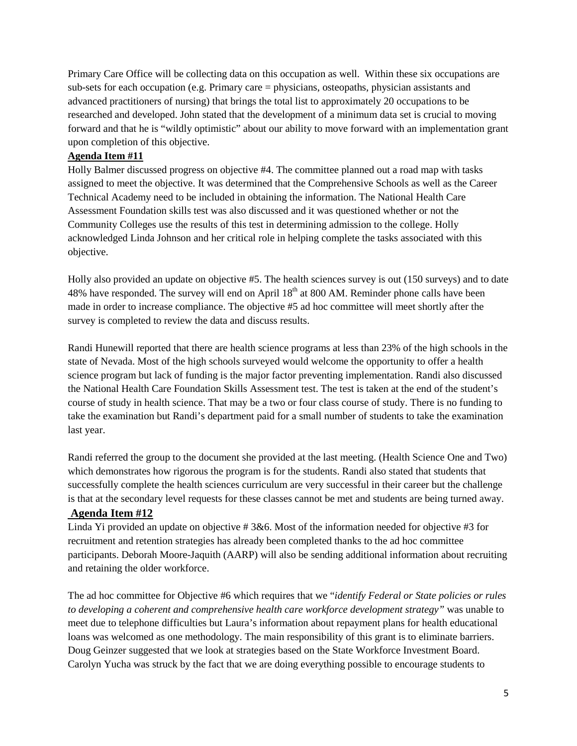Primary Care Office will be collecting data on this occupation as well. Within these six occupations are sub-sets for each occupation (e.g. Primary care = physicians, osteopaths, physician assistants and advanced practitioners of nursing) that brings the total list to approximately 20 occupations to be researched and developed. John stated that the development of a minimum data set is crucial to moving forward and that he is "wildly optimistic" about our ability to move forward with an implementation grant upon completion of this objective.

**Agenda Item #11**

Holly Balmer discussed progress on objective #4. The committee planned out a road map with tasks assigned to meet the objective. It was determined that the Comprehensive Schools as well as the Career Technical Academy need to be included in obtaining the information. The National Health Care Assessment Foundation skills test was also discussed and it was questioned whether or not the Community Colleges use the results of this test in determining admission to the college. Holly acknowledged Linda Johnson and her critical role in helping complete the tasks associated with this objective.

Holly also provided an update on objective #5. The health sciences survey is out (150 surveys) and to date 48% have responded. The survey will end on April 18th at 800 AM. Reminder phone calls have been made in order to increase compliance. The objective #5 ad hoc committee will meet shortly after the survey is completed to review the data and discuss results.

Randi Hunewill reported that there are health science programs at less than 23% of the high schools in the state of Nevada. Most of the high schools surveyed would welcome the opportunity to offer a health science program but lack of funding is the major factor preventing implementation. Randi also discussed the National Health Care Foundation Skills Assessment test. The test is taken at the end of the student's course of study in health science. That may be a two or four class course of study. There is no funding to take the examination but Randi's department paid for a small number of students to take the examination last year.

Randi referred the group to the document she provided at the last meeting. (Health Science One and Two) which demonstrates how rigorous the program is for the students. Randi also stated that students that successfully complete the health sciences curriculum are very successful in their career but the challenge is that at the secondary level requests for these classes cannot be met and students are being turned away.

**Agenda Item #12**

Linda Yi provided an update on objective # 3&6. Most of the information needed for objective #3 for recruitment and retention strategies has already been completed thanks to the ad hoc committee participants. Deborah Moore-Jaquith (AARP) will also be sending additional information about recruiting and retaining the older workforce.

The ad hoc committee for Objective #6 which requires that we "*identify Federal or State policies or rules to developing a coherent and comprehensive health care workforce development strategy"* was unable to meet due to telephone difficulties but Laura's information about repayment plans for health educational loans was welcomed as one methodology. The main responsibility of this grant is to eliminate barriers. Doug Geinzer suggested that we look at strategies based on the State Workforce Investment Board. Carolyn Yucha was struck by the fact that we are doing everything possible to encourage students to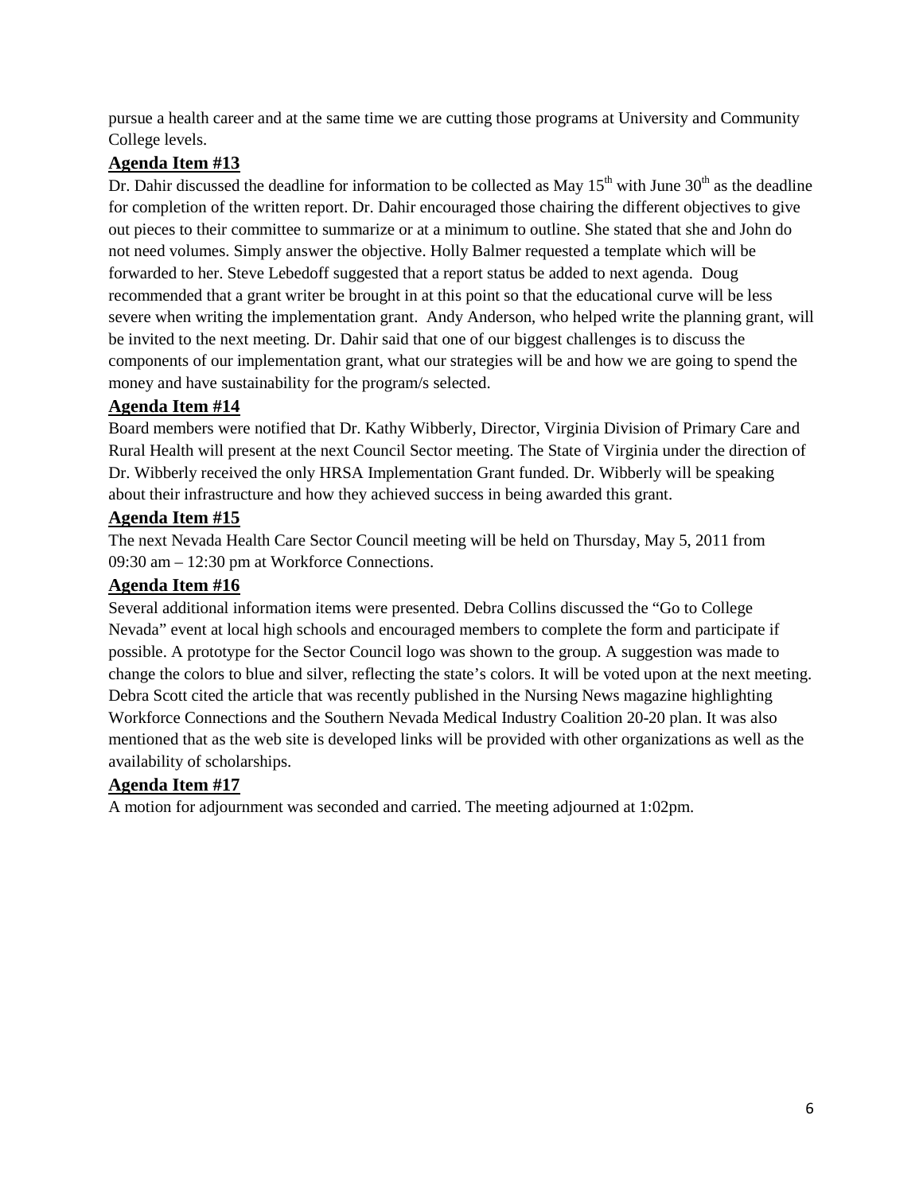pursue a health career and at the same time we are cutting those programs at University and Community College levels.

## Agenda Item #13

Dr. Dahir discussed the deadline for information to be collected as May 15th with June 30th as the deadline for completion of the written report. Dr. Dahir encouraged those chairing the different objectives to give out pieces to their committee to summarize or at a minimum to outline. She stated that she and John do not need volumes. Simply answer the objective. Holly Balmer requested a template which will be forwarded to her. Steve Lebedoff suggested that a report status be added to next agenda. Doug recommended that a grant writer be brought in at this point so that the educational curve will be less severe when writing the implementation grant. Andy Anderson, who helped write the planning grant, will be invited to the next meeting. Dr. Dahir said that one of our biggest challenges is to discuss the components of our implementation grant, what our strategies will be and how we are going to spend the money and have sustainability for the program/s selected.

## Agenda Item #14

Board members were notified that Dr. Kathy Wibberly, Director, Virginia Division of Primary Care and Rural Health will present at the next Council Sector meeting. The State of Virginia under the direction of Dr. Wibberly received the only HRSA Implementation Grant funded. Dr. Wibberly will be speaking about their infrastructure and how they achieved success in being awarded this grant.

## Agenda Item #15

The next Nevada Health Care Sector Council meeting will be held on Thursday, May 5, 2011 from 09:30 am – 12:30 pm at Workforce Connections.

## Agenda Item #16

Several additional information items were presented. Debra Collins discussed the "Go to College Nevada" event at local high schools and encouraged members to complete the form and participate if possible. A prototype for the Sector Council logo was shown to the group. A suggestion was made to change the colors to blue and silver, reflecting the state's colors. It will be voted upon at the next meeting. Debra Scott cited the article that was recently published in the Nursing News magazine highlighting Workforce Connections and the Southern Nevada Medical Industry Coalition 20-20 plan. It was also mentioned that as the web site is developed links will be provided with other organizations as well as the availability of scholarships.

## Agenda Item #17

A motion for adjournment was seconded and carried. The meeting adjourned at 1:02pm.